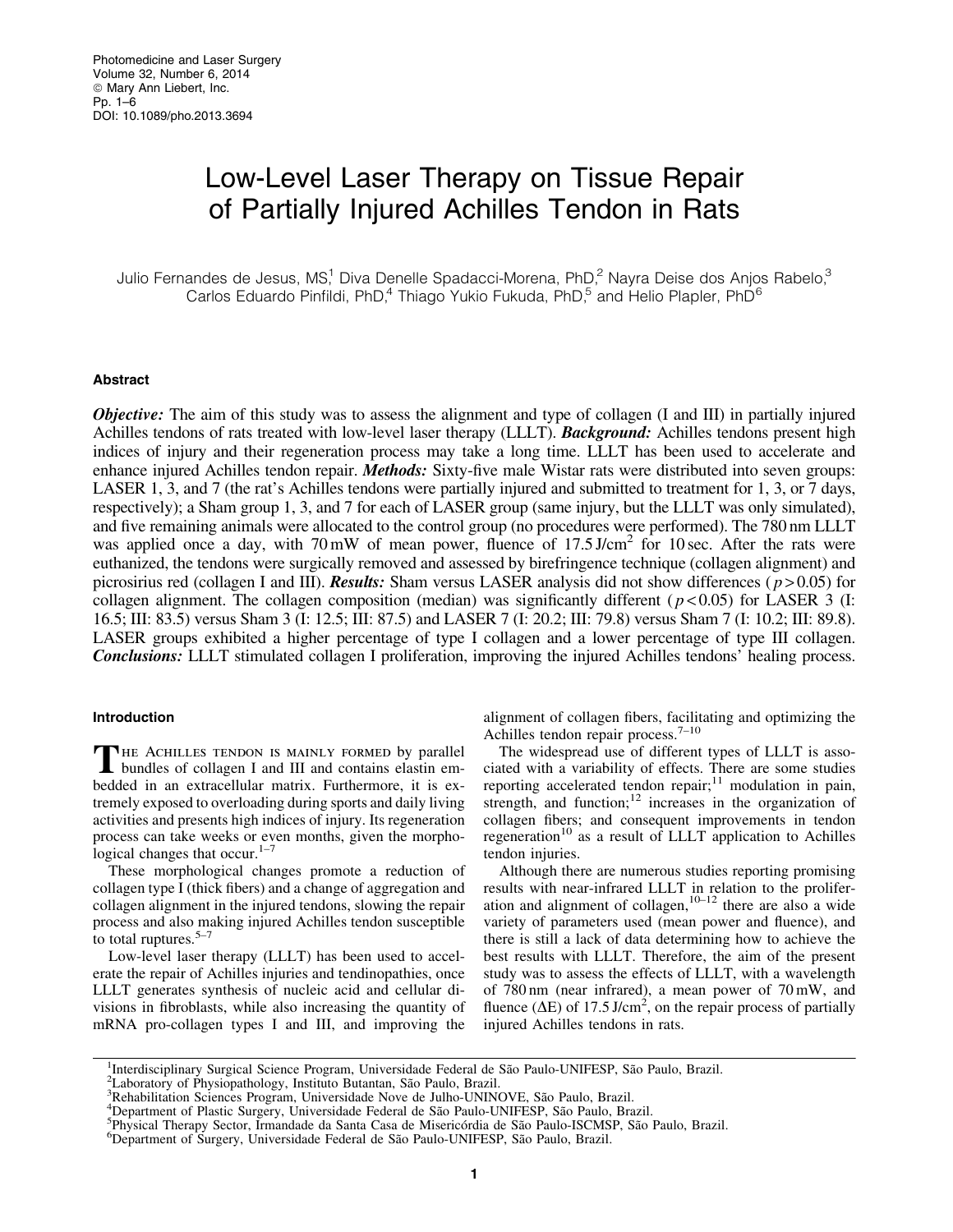# Low-Level Laser Therapy on Tissue Repair of Partially Injured Achilles Tendon in Rats

Julio Fernandes de Jesus, MS,[1] Diva Denelle Spadacci-Morena, PhD,[2] Nayra Deise dos Anjos Rabelo,[3] Carlos Eduardo Pinfildi, PhD,[4] Thiago Yukio Fukuda, PhD,[5] and Helio Plapler, PhD[6]

## Abstract

***Objective:*** The aim of this study was to assess the alignment and type of collagen (I and III) in partially injured Achilles tendons of rats treated with low-level laser therapy (LLLT). ***Background:*** Achilles tendons present high indices of injury and their regeneration process may take a long time. LLLT has been used to accelerate and enhance injured Achilles tendon repair. ***Methods:*** Sixty-five male Wistar rats were distributed into seven groups: LASER 1, 3, and 7 (the rat's Achilles tendons were partially injured and submitted to treatment for 1, 3, or 7 days, respectively); a Sham group 1, 3, and 7 for each of LASER group (same injury, but the LLLT was only simulated), and five remaining animals were allocated to the control group (no procedures were performed). The 780 nm LLLT was applied once a day, with 70 mW of mean power, fluence of 17.5 J/cm$^2$ for 10 sec. After the rats were euthanized, the tendons were surgically removed and assessed by birefringence technique (collagen alignment) and picrosirius red (collagen I and III). ***Results:*** Sham versus LASER analysis did not show differences ($p > 0.05$) for collagen alignment. The collagen composition (median) was significantly different ($p < 0.05$) for LASER 3 (I: 16.5; III: 83.5) versus Sham 3 (I: 12.5; III: 87.5) and LASER 7 (I: 20.2; III: 79.8) versus Sham 7 (I: 10.2; III: 89.8). LASER groups exhibited a higher percentage of type I collagen and a lower percentage of type III collagen. ***Conclusions:*** LLLT stimulated collagen I proliferation, improving the injured Achilles tendons' healing process.

## Introduction

The Achilles tendon is mainly formed by parallel bundles of collagen I and III and contains elastin embedded in an extracellular matrix. Furthermore, it is extremely exposed to overloading during sports and daily living activities and presents high indices of injury. Its regeneration process can take weeks or even months, given the morphological changes that occur.[1–7]

These morphological changes promote a reduction of collagen type I (thick fibers) and a change of aggregation and collagen alignment in the injured tendons, slowing the repair process and also making injured Achilles tendon susceptible to total ruptures.[5–7]

Low-level laser therapy (LLLT) has been used to accelerate the repair of Achilles injuries and tendinopathies, once LLLT generates synthesis of nucleic acid and cellular divisions in fibroblasts, while also increasing the quantity of mRNA pro-collagen types I and III, and improving the alignment of collagen fibers, facilitating and optimizing the Achilles tendon repair process.[7–10]

The widespread use of different types of LLLT is associated with a variability of effects. There are some studies reporting accelerated tendon repair;[11] modulation in pain, strength, and function;[12] increases in the organization of collagen fibers; and consequent improvements in tendon regeneration[10] as a result of LLLT application to Achilles tendon injuries.

Although there are numerous studies reporting promising results with near-infrared LLLT in relation to the proliferation and alignment of collagen,[10–12] there are also a wide variety of parameters used (mean power and fluence), and there is still a lack of data determining how to achieve the best results with LLLT. Therefore, the aim of the present study was to assess the effects of LLLT, with a wavelength of 780 nm (near infrared), a mean power of 70 mW, and fluence ($\Delta E$) of 17.5 J/cm$^2$, on the repair process of partially injured Achilles tendons in rats.

---

[1]Interdisciplinary Surgical Science Program, Universidade Federal de São Paulo-UNIFESP, São Paulo, Brazil.
[2]Laboratory of Physiopathology, Instituto Butantan, São Paulo, Brazil.
[3]Rehabilitation Sciences Program, Universidade Nove de Julho-UNINOVE, São Paulo, Brazil.
[4]Department of Plastic Surgery, Universidade Federal de São Paulo-UNIFESP, São Paulo, Brazil.
[5]Physical Therapy Sector, Irmandade da Santa Casa de Misericórdia de São Paulo-ISCMSP, São Paulo, Brazil.
[6]Department of Surgery, Universidade Federal de São Paulo-UNIFESP, São Paulo, Brazil.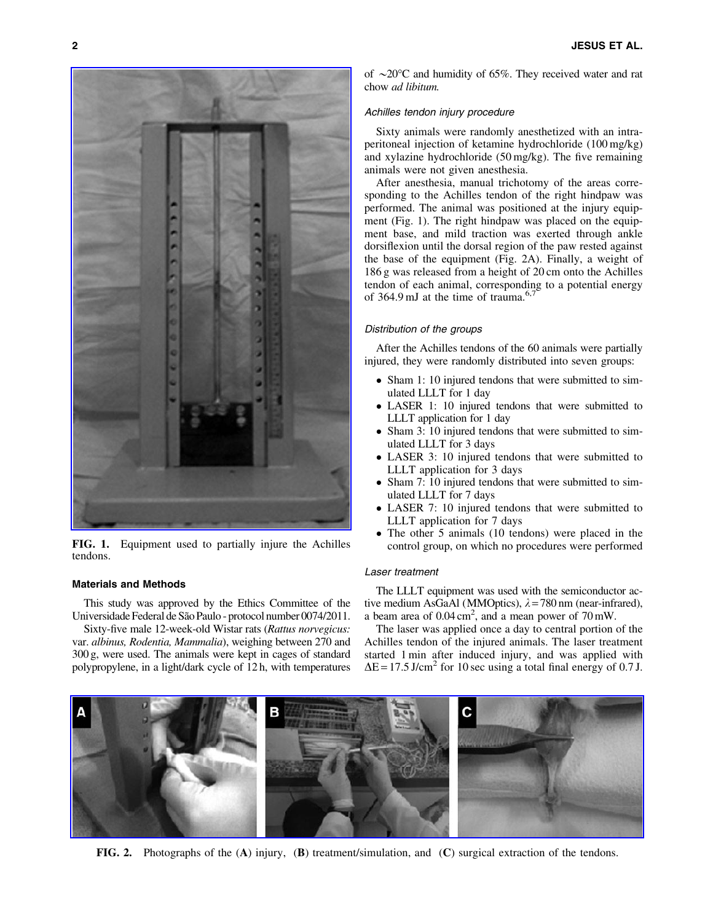FIG. 1. Equipment used to partially injure the Achilles tendons.

### Materials and Methods

This study was approved by the Ethics Committee of the Universidade Federal de São Paulo - protocol number 0074/2011.

Sixty-five male 12-week-old Wistar rats (*Rattus norvegicus:* var. *albinus, Rodentia, Mammalia*), weighing between 270 and 300 g, were used. The animals were kept in cages of standard polypropylene, in a light/dark cycle of 12 h, with temperatures of ∼20°C and humidity of 65%. They received water and rat chow *ad libitum.*

#### *Achilles tendon injury procedure*

Sixty animals were randomly anesthetized with an intraperitoneal injection of ketamine hydrochloride (100 mg/kg) and xylazine hydrochloride (50 mg/kg). The five remaining animals were not given anesthesia.

After anesthesia, manual trichotomy of the areas corresponding to the Achilles tendon of the right hindpaw was performed. The animal was positioned at the injury equipment (Fig. 1). The right hindpaw was placed on the equipment base, and mild traction was exerted through ankle dorsiflexion until the dorsal region of the paw rested against the base of the equipment (Fig. 2A). Finally, a weight of 186 g was released from a height of 20 cm onto the Achilles tendon of each animal, corresponding to a potential energy of 364.9 mJ at the time of trauma.[6,7]

#### *Distribution of the groups*

After the Achilles tendons of the 60 animals were partially injured, they were randomly distributed into seven groups:

- Sham 1: 10 injured tendons that were submitted to simulated LLLT for 1 day
- LASER 1: 10 injured tendons that were submitted to LLLT application for 1 day
- Sham 3: 10 injured tendons that were submitted to simulated LLLT for 3 days
- LASER 3: 10 injured tendons that were submitted to LLLT application for 3 days
- Sham 7: 10 injured tendons that were submitted to simulated LLLT for 7 days
- LASER 7: 10 injured tendons that were submitted to LLLT application for 7 days
- The other 5 animals (10 tendons) were placed in the control group, on which no procedures were performed

#### *Laser treatment*

The LLLT equipment was used with the semiconductor active medium AsGaAl (MMOptics), $\lambda = 780$ nm (near-infrared), a beam area of 0.04 $cm^2$, and a mean power of 70 mW.

The laser was applied once a day to central portion of the Achilles tendon of the injured animals. The laser treatment started 1 min after induced injury, and was applied with $\Delta E = 17.5$ J/$cm^2$ for 10 sec using a total final energy of 0.7 J.

FIG. 2. Photographs of the (**A**) injury, (**B**) treatment/simulation, and (**C**) surgical extraction of the tendons.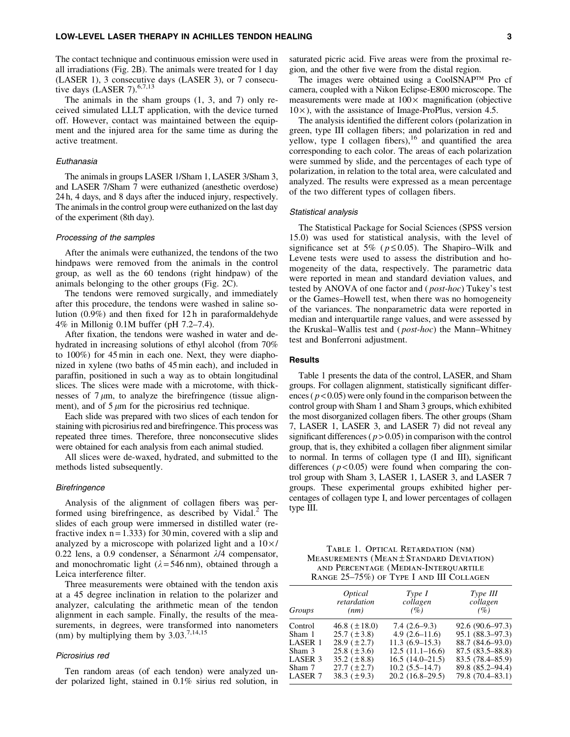The contact technique and continuous emission were used in all irradiations (Fig. 2B). The animals were treated for 1 day (LASER 1), 3 consecutive days (LASER 3), or 7 consecutive days (LASER 7).[6,7,13]

The animals in the sham groups (1, 3, and 7) only received simulated LLLT application, with the device turned off. However, contact was maintained between the equipment and the injured area for the same time as during the active treatment.

### Euthanasia

The animals in groups LASER 1/Sham 1, LASER 3/Sham 3, and LASER 7/Sham 7 were euthanized (anesthetic overdose) 24 h, 4 days, and 8 days after the induced injury, respectively. The animals in the control group were euthanized on the last day of the experiment (8th day).

### Processing of the samples

After the animals were euthanized, the tendons of the two hindpaws were removed from the animals in the control group, as well as the 60 tendons (right hindpaw) of the animals belonging to the other groups (Fig. 2C).

The tendons were removed surgically, and immediately after this procedure, the tendons were washed in saline solution (0.9%) and then fixed for 12 h in paraformaldehyde 4% in Millonig 0.1M buffer (pH 7.2–7.4).

After fixation, the tendons were washed in water and dehydrated in increasing solutions of ethyl alcohol (from 70% to 100%) for 45 min in each one. Next, they were diaphonized in xylene (two baths of 45 min each), and included in paraffin, positioned in such a way as to obtain longitudinal slices. The slices were made with a microtome, with thicknesses of 7 $\mu$m, to analyze the birefringence (tissue alignment), and of 5 $\mu$m for the picrosirius red technique.

Each slide was prepared with two slices of each tendon for staining with picrosirius red and birefringence. This process was repeated three times. Therefore, three nonconsecutive slides were obtained for each analysis from each animal studied.

All slices were de-waxed, hydrated, and submitted to the methods listed subsequently.

### Birefringence

Analysis of the alignment of collagen fibers was performed using birefringence, as described by Vidal.[2] The slides of each group were immersed in distilled water (refractive index n = 1.333) for 30 min, covered with a slip and analyzed by a microscope with polarized light and a 10×/0.22 lens, a 0.9 condenser, a Sénarmont $\lambda$/4 compensator, and monochromatic light ($\lambda$ = 546 nm), obtained through a Leica interference filter.

Three measurements were obtained with the tendon axis at a 45 degree inclination in relation to the polarizer and analyzer, calculating the arithmetic mean of the tendon alignment in each sample. Finally, the results of the measurements, in degrees, were transformed into nanometers (nm) by multiplying them by 3.03.[7,14,15]

### Picrosirius red

Ten random areas (of each tendon) were analyzed under polarized light, stained in 0.1% sirius red solution, in saturated picric acid. Five areas were from the proximal region, and the other five were from the distal region.

The images were obtained using a CoolSNAP™ Pro cf camera, coupled with a Nikon Eclipse-E800 microscope. The measurements were made at 100× magnification (objective 10×), with the assistance of Image-ProPlus, version 4.5.

The analysis identified the different colors (polarization in green, type III collagen fibers; and polarization in red and yellow, type I collagen fibers),[16] and quantified the area corresponding to each color. The areas of each polarization were summed by slide, and the percentages of each type of polarization, in relation to the total area, were calculated and analyzed. The results were expressed as a mean percentage of the two different types of collagen fibers.

### Statistical analysis

The Statistical Package for Social Sciences (SPSS version 15.0) was used for statistical analysis, with the level of significance set at 5% ($p \leq 0.05$). The Shapiro–Wilk and Levene tests were used to assess the distribution and homogeneity of the data, respectively. The parametric data were reported in mean and standard deviation values, and tested by ANOVA of one factor and (*post-hoc*) Tukey's test or the Games–Howell test, when there was no homogeneity of the variances. The nonparametric data were reported in median and interquartile range values, and were assessed by the Kruskal–Wallis test and (*post-hoc*) the Mann–Whitney test and Bonferroni adjustment.

## Results

Table 1 presents the data of the control, LASER, and Sham groups. For collagen alignment, statistically significant differences ($p < 0.05$) were only found in the comparison between the control group with Sham 1 and Sham 3 groups, which exhibited the most disorganized collagen fibers. The other groups (Sham 7, LASER 1, LASER 3, and LASER 7) did not reveal any significant differences ($p > 0.05$) in comparison with the control group, that is, they exhibited a collagen fiber alignment similar to normal. In terms of collagen type (I and III), significant differences ($p < 0.05$) were found when comparing the control group with Sham 3, LASER 1, LASER 3, and LASER 7 groups. These experimental groups exhibited higher percentages of collagen type I, and lower percentages of collagen type III.

Table 1. Optical Retardation (nm) Measurements (Mean ± Standard Deviation) and Percentage (Median-Interquartile Range 25–75%) of Type I and III Collagen

| *Groups* | *Optical retardation (nm)* | *Type I collagen (%)* | *Type III collagen (%)* |
|---|---|---|---|
| Control | 46.8 (±18.0) | 7.4 (2.6–9.3) | 92.6 (90.6–97.3) |
| Sham 1 | 25.7 (±3.8) | 4.9 (2.6–11.6) | 95.1 (88.3–97.3) |
| LASER 1 | 28.9 (±2.7) | 11.3 (6.9–15.3) | 88.7 (84.6–93.0) |
| Sham 3 | 25.8 (±3.6) | 12.5 (11.1–16.6) | 87.5 (83.5–88.8) |
| LASER 3 | 35.2 (±8.8) | 16.5 (14.0–21.5) | 83.5 (78.4–85.9) |
| Sham 7 | 27.7 (±2.7) | 10.2 (5.5–14.7) | 89.8 (85.2–94.4) |
| LASER 7 | 38.3 (±9.3) | 20.2 (16.8–29.5) | 79.8 (70.4–83.1) |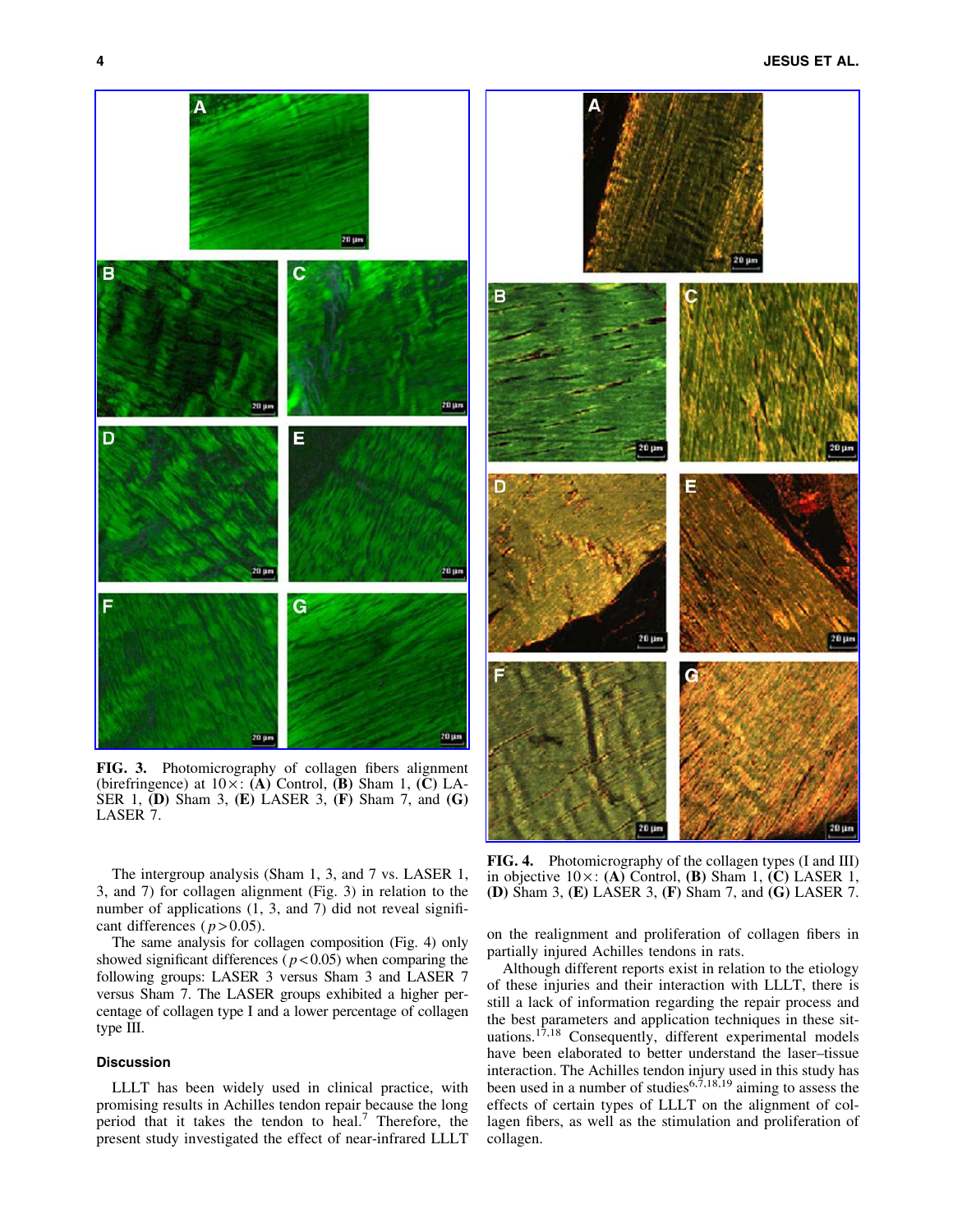**FIG. 3.** Photomicrography of collagen fibers alignment (birefringence) at 10×: **(A)** Control, **(B)** Sham 1, **(C)** LASER 1, **(D)** Sham 3, **(E)** LASER 3, **(F)** Sham 7, and **(G)** LASER 7.

**FIG. 4.** Photomicrography of the collagen types (I and III) in objective 10×: **(A)** Control, **(B)** Sham 1, **(C)** LASER 1, **(D)** Sham 3, **(E)** LASER 3, **(F)** Sham 7, and **(G)** LASER 7.

The intergroup analysis (Sham 1, 3, and 7 vs. LASER 1, 3, and 7) for collagen alignment (Fig. 3) in relation to the number of applications (1, 3, and 7) did not reveal significant differences ($p > 0.05$).

The same analysis for collagen composition (Fig. 4) only showed significant differences ($p < 0.05$) when comparing the following groups: LASER 3 versus Sham 3 and LASER 7 versus Sham 7. The LASER groups exhibited a higher percentage of collagen type I and a lower percentage of collagen type III.

## Discussion

LLLT has been widely used in clinical practice, with promising results in Achilles tendon repair because the long period that it takes the tendon to heal.[7] Therefore, the present study investigated the effect of near-infrared LLLT on the realignment and proliferation of collagen fibers in partially injured Achilles tendons in rats.

Although different reports exist in relation to the etiology of these injuries and their interaction with LLLT, there is still a lack of information regarding the repair process and the best parameters and application techniques in these situations.[17,18] Consequently, different experimental models have been elaborated to better understand the laser–tissue interaction. The Achilles tendon injury used in this study has been used in a number of studies[6,7,18,19] aiming to assess the effects of certain types of LLLT on the alignment of collagen fibers, as well as the stimulation and proliferation of collagen.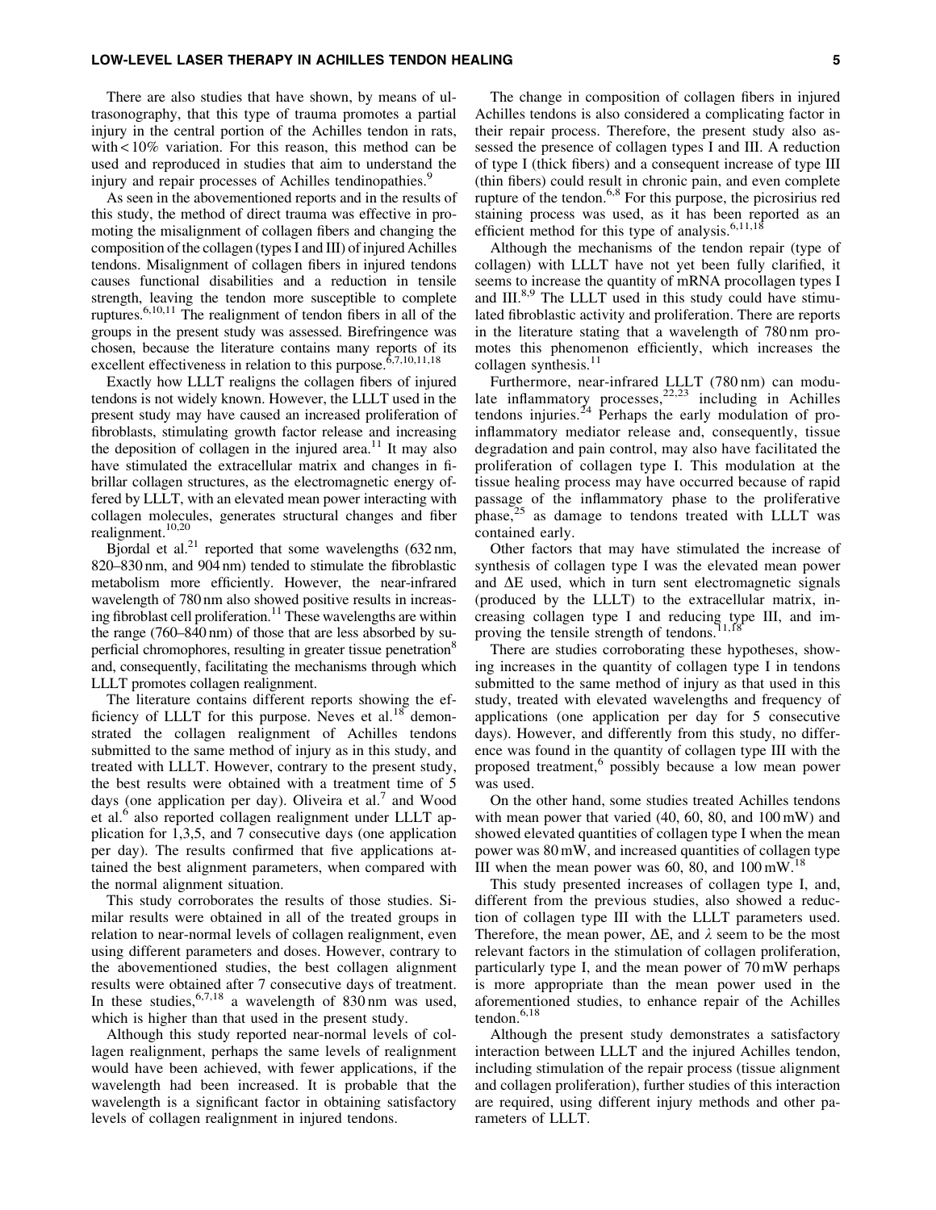There are also studies that have shown, by means of ultrasonography, that this type of trauma promotes a partial injury in the central portion of the Achilles tendon in rats, with < 10% variation. For this reason, this method can be used and reproduced in studies that aim to understand the injury and repair processes of Achilles tendinopathies.[9]

As seen in the abovementioned reports and in the results of this study, the method of direct trauma was effective in promoting the misalignment of collagen fibers and changing the composition of the collagen (types I and III) of injured Achilles tendons. Misalignment of collagen fibers in injured tendons causes functional disabilities and a reduction in tensile strength, leaving the tendon more susceptible to complete ruptures.[6,10,11] The realignment of tendon fibers in all of the groups in the present study was assessed. Birefringence was chosen, because the literature contains many reports of its excellent effectiveness in relation to this purpose.[6,7,10,11,18]

Exactly how LLLT realigns the collagen fibers of injured tendons is not widely known. However, the LLLT used in the present study may have caused an increased proliferation of fibroblasts, stimulating growth factor release and increasing the deposition of collagen in the injured area.[11] It may also have stimulated the extracellular matrix and changes in fibrillar collagen structures, as the electromagnetic energy offered by LLLT, with an elevated mean power interacting with collagen molecules, generates structural changes and fiber realignment.[10,20]

Bjordal et al.[21] reported that some wavelengths (632 nm, 820–830 nm, and 904 nm) tended to stimulate the fibroblastic metabolism more efficiently. However, the near-infrared wavelength of 780 nm also showed positive results in increasing fibroblast cell proliferation.[11] These wavelengths are within the range (760–840 nm) of those that are less absorbed by superficial chromophores, resulting in greater tissue penetration[8] and, consequently, facilitating the mechanisms through which LLLT promotes collagen realignment.

The literature contains different reports showing the efficiency of LLLT for this purpose. Neves et al.[18] demonstrated the collagen realignment of Achilles tendons submitted to the same method of injury as in this study, and treated with LLLT. However, contrary to the present study, the best results were obtained with a treatment time of 5 days (one application per day). Oliveira et al.[7] and Wood et al.[6] also reported collagen realignment under LLLT application for 1,3,5, and 7 consecutive days (one application per day). The results confirmed that five applications attained the best alignment parameters, when compared with the normal alignment situation.

This study corroborates the results of those studies. Similar results were obtained in all of the treated groups in relation to near-normal levels of collagen realignment, even using different parameters and doses. However, contrary to the abovementioned studies, the best collagen alignment results were obtained after 7 consecutive days of treatment. In these studies,[6,7,18] a wavelength of 830 nm was used, which is higher than that used in the present study.

Although this study reported near-normal levels of collagen realignment, perhaps the same levels of realignment would have been achieved, with fewer applications, if the wavelength had been increased. It is probable that the wavelength is a significant factor in obtaining satisfactory levels of collagen realignment in injured tendons.

The change in composition of collagen fibers in injured Achilles tendons is also considered a complicating factor in their repair process. Therefore, the present study also assessed the presence of collagen types I and III. A reduction of type I (thick fibers) and a consequent increase of type III (thin fibers) could result in chronic pain, and even complete rupture of the tendon.[6,8] For this purpose, the picrosirius red staining process was used, as it has been reported as an efficient method for this type of analysis.[6,11,18]

Although the mechanisms of the tendon repair (type of collagen) with LLLT have not yet been fully clarified, it seems to increase the quantity of mRNA procollagen types I and III.[8,9] The LLLT used in this study could have stimulated fibroblastic activity and proliferation. There are reports in the literature stating that a wavelength of 780 nm promotes this phenomenon efficiently, which increases the collagen synthesis.[11]

Furthermore, near-infrared LLLT (780 nm) can modulate inflammatory processes,[22,23] including in Achilles tendons injuries.[24] Perhaps the early modulation of proinflammatory mediator release and, consequently, tissue degradation and pain control, may also have facilitated the proliferation of collagen type I. This modulation at the tissue healing process may have occurred because of rapid passage of the inflammatory phase to the proliferative phase,[25] as damage to tendons treated with LLLT was contained early.

Other factors that may have stimulated the increase of synthesis of collagen type I was the elevated mean power and $\Delta E$ used, which in turn sent electromagnetic signals (produced by the LLLT) to the extracellular matrix, increasing collagen type I and reducing type III, and improving the tensile strength of tendons.[11,18]

There are studies corroborating these hypotheses, showing increases in the quantity of collagen type I in tendons submitted to the same method of injury as that used in this study, treated with elevated wavelengths and frequency of applications (one application per day for 5 consecutive days). However, and differently from this study, no difference was found in the quantity of collagen type III with the proposed treatment,[6] possibly because a low mean power was used.

On the other hand, some studies treated Achilles tendons with mean power that varied (40, 60, 80, and 100 mW) and showed elevated quantities of collagen type I when the mean power was 80 mW, and increased quantities of collagen type III when the mean power was 60, 80, and 100 mW.[18]

This study presented increases of collagen type I, and, different from the previous studies, also showed a reduction of collagen type III with the LLLT parameters used. Therefore, the mean power, $\Delta E$, and $\lambda$ seem to be the most relevant factors in the stimulation of collagen proliferation, particularly type I, and the mean power of 70 mW perhaps is more appropriate than the mean power used in the aforementioned studies, to enhance repair of the Achilles tendon.[6,18]

Although the present study demonstrates a satisfactory interaction between LLLT and the injured Achilles tendon, including stimulation of the repair process (tissue alignment and collagen proliferation), further studies of this interaction are required, using different injury methods and other parameters of LLLT.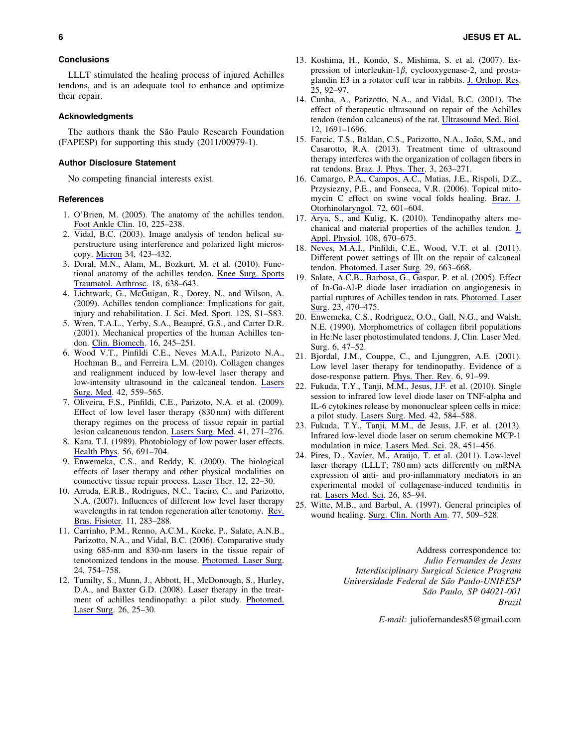## Conclusions

LLLT stimulated the healing process of injured Achilles tendons, and is an adequate tool to enhance and optimize their repair.

## Acknowledgments

The authors thank the São Paulo Research Foundation (FAPESP) for supporting this study (2011/00979-1).

## Author Disclosure Statement

No competing financial interests exist.

## References

1. O'Brien, M. (2005). The anatomy of the achilles tendon. Foot Ankle Clin. 10, 225–238.
2. Vidal, B.C. (2003). Image analysis of tendon helical superstructure using interference and polarized light microscopy. Micron 34, 423–432.
3. Doral, M.N., Alam, M., Bozkurt, M. et al. (2010). Functional anatomy of the achilles tendon. Knee Surg. Sports Traumatol. Arthrosc. 18, 638–643.
4. Lichtwark, G., McGuigan, R., Dorey, N., and Wilson, A. (2009). Achilles tendon compliance: Implications for gait, injury and rehabilitation. J. Sci. Med. Sport. 12S, S1–S83.
5. Wren, T.A.L., Yerby, S.A., Beaupré, G.S., and Carter D.R. (2001). Mechanical properties of the human Achilles tendon. Clin. Biomech. 16, 245–251.
6. Wood V.T., Pinfildi C.E., Neves M.A.I., Parizoto N.A., Hochman B., and Ferreira L.M. (2010). Collagen changes and realignment induced by low-level laser therapy and low-intensity ultrasound in the calcaneal tendon. Lasers Surg. Med. 42, 559–565.
7. Oliveira, F.S., Pinfildi, C.E., Parizoto, N.A. et al. (2009). Effect of low level laser therapy (830 nm) with different therapy regimes on the process of tissue repair in partial lesion calcaneuous tendon. Lasers Surg. Med. 41, 271–276.
8. Karu, T.I. (1989). Photobiology of low power laser effects. Health Phys. 56, 691–704.
9. Enwemeka, C.S., and Reddy, K. (2000). The biological effects of laser therapy and other physical modalities on connective tissue repair process. Laser Ther. 12, 22–30.
10. Arruda, E.R.B., Rodrigues, N.C., Taciro, C., and Parizotto, N.A. (2007). Influences of different low level laser therapy wavelengths in rat tendon regeneration after tenotomy. Rev. Bras. Fisioter. 11, 283–288.
11. Carrinho, P.M., Renno, A.C.M., Koeke, P., Salate, A.N.B., Parizotto, N.A., and Vidal, B.C. (2006). Comparative study using 685-nm and 830-nm lasers in the tissue repair of tenotomized tendons in the mouse. Photomed. Laser Surg. 24, 754–758.
12. Tumilty, S., Munn, J., Abbott, H., McDonough, S., Hurley, D.A., and Baxter G.D. (2008). Laser therapy in the treatment of achilles tendinopathy: a pilot study. Photomed. Laser Surg. 26, 25–30.
13. Koshima, H., Kondo, S., Mishima, S. et al. (2007). Expression of interleukin-1$\beta$, cyclooxygenase-2, and prostaglandin E3 in a rotator cuff tear in rabbits. J. Orthop. Res. 25, 92–97.
14. Cunha, A., Parizotto, N.A., and Vidal, B.C. (2001). The effect of therapeutic ultrasound on repair of the Achilles tendon (tendon calcaneus) of the rat. Ultrasound Med. Biol. 12, 1691–1696.
15. Farcic, T.S., Baldan, C.S., Parizotto, N.A., João, S.M., and Casarotto, R.A. (2013). Treatment time of ultrasound therapy interferes with the organization of collagen fibers in rat tendons. Braz. J. Phys. Ther. 3, 263–271.
16. Camargo, P.A., Campos, A.C., Matias, J.E., Rispoli, D.Z., Przysiezny, P.E., and Fonseca, V.R. (2006). Topical mitomycin C effect on swine vocal folds healing. Braz. J. Otorhinolaryngol. 72, 601–604.
17. Arya, S., and Kulig, K. (2010). Tendinopathy alters mechanical and material properties of the achilles tendon. J. Appl. Physiol. 108, 670–675.
18. Neves, M.A.I., Pinfildi, C.E., Wood, V.T. et al. (2011). Different power settings of lllt on the repair of calcaneal tendon. Photomed. Laser Surg. 29, 663–668.
19. Salate, A.C.B., Barbosa, G., Gaspar, P. et al. (2005). Effect of In-Ga-Al-P diode laser irradiation on angiogenesis in partial ruptures of Achilles tendon in rats. Photomed. Laser Surg. 23, 470–475.
20. Enwemeka, C.S., Rodriguez, O.O., Gall, N.G., and Walsh, N.E. (1990). Morphometrics of collagen fibril populations in He:Ne laser photostimulated tendons. J, Clin. Laser Med. Surg. 6, 47–52.
21. Bjordal, J.M., Couppe, C., and Ljunggren, A.E. (2001). Low level laser therapy for tendinopathy. Evidence of a dose-response pattern. Phys. Ther. Rev. 6, 91–99.
22. Fukuda, T.Y., Tanji, M.M., Jesus, J.F. et al. (2010). Single session to infrared low level diode laser on TNF-alpha and IL-6 cytokines release by mononuclear spleen cells in mice: a pilot study. Lasers Surg. Med. 42, 584–588.
23. Fukuda, T.Y., Tanji, M.M., de Jesus, J.F. et al. (2013). Infrared low-level diode laser on serum chemokine MCP-1 modulation in mice. Lasers Med. Sci. 28, 451–456.
24. Pires, D., Xavier, M., Araújo, T. et al. (2011). Low-level laser therapy (LLLT; 780 nm) acts differently on mRNA expression of anti- and pro-inflammatory mediators in an experimental model of collagenase-induced tendinitis in rat. Lasers Med. Sci. 26, 85–94.
25. Witte, M.B., and Barbul, A. (1997). General principles of wound healing. Surg. Clin. North Am. 77, 509–528.

Address correspondence to:
*Julio Fernandes de Jesus*
*Interdisciplinary Surgical Science Program*
*Universidade Federal de São Paulo-UNIFESP*
*São Paulo, SP 04021-001*
*Brazil*

*E-mail:* juliofernandes85@gmail.com